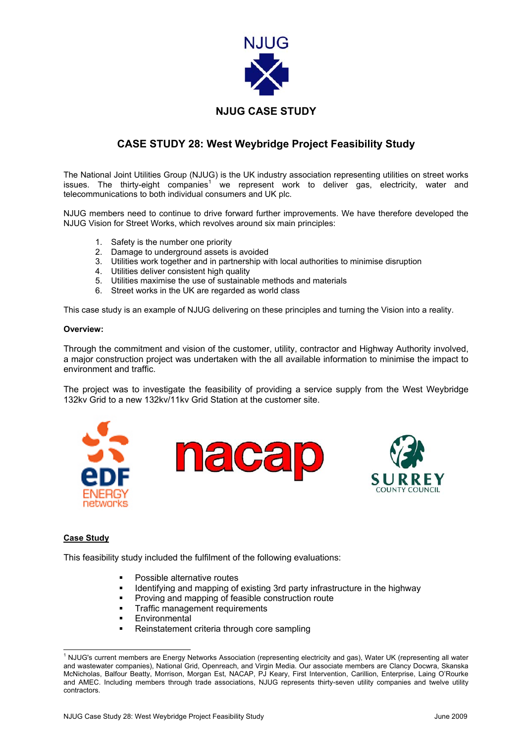NJUG

**NJUG CASE STUDY**

# CASE STUDY 28: West Weybridge Project Feasibility Study

The National Joint Utilities Group (NJUG) is the UK industry association representing utilities on street works issues. The thirty-eight companies[1] we represent work to deliver gas, electricity, water and telecommunications to both individual consumers and UK plc.

NJUG members need to continue to drive forward further improvements. We have therefore developed the NJUG Vision for Street Works, which revolves around six main principles:

1. Safety is the number one priority
2. Damage to underground assets is avoided
3. Utilities work together and in partnership with local authorities to minimise disruption
4. Utilities deliver consistent high quality
5. Utilities maximise the use of sustainable methods and materials
6. Street works in the UK are regarded as world class

This case study is an example of NJUG delivering on these principles and turning the Vision into a reality.

**Overview:**

Through the commitment and vision of the customer, utility, contractor and Highway Authority involved, a major construction project was undertaken with the all available information to minimise the impact to environment and traffic.

The project was to investigate the feasibility of providing a service supply from the West Weybridge 132kv Grid to a new 132kv/11kv Grid Station at the customer site.

EDF ENERGY networks

nacap

SURREY COUNTY COUNCIL

## Case Study

This feasibility study included the fulfilment of the following evaluations:

- Possible alternative routes
- Identifying and mapping of existing 3rd party infrastructure in the highway
- Proving and mapping of feasible construction route
- Traffic management requirements
- Environmental
- Reinstatement criteria through core sampling

---

[1] NJUG's current members are Energy Networks Association (representing electricity and gas), Water UK (representing all water and wastewater companies), National Grid, Openreach, and Virgin Media. Our associate members are Clancy Docwra, Skanska McNicholas, Balfour Beatty, Morrison, Morgan Est, NACAP, PJ Keary, First Intervention, Carillion, Enterprise, Laing O'Rourke and AMEC. Including members through trade associations, NJUG represents thirty-seven utility companies and twelve utility contractors.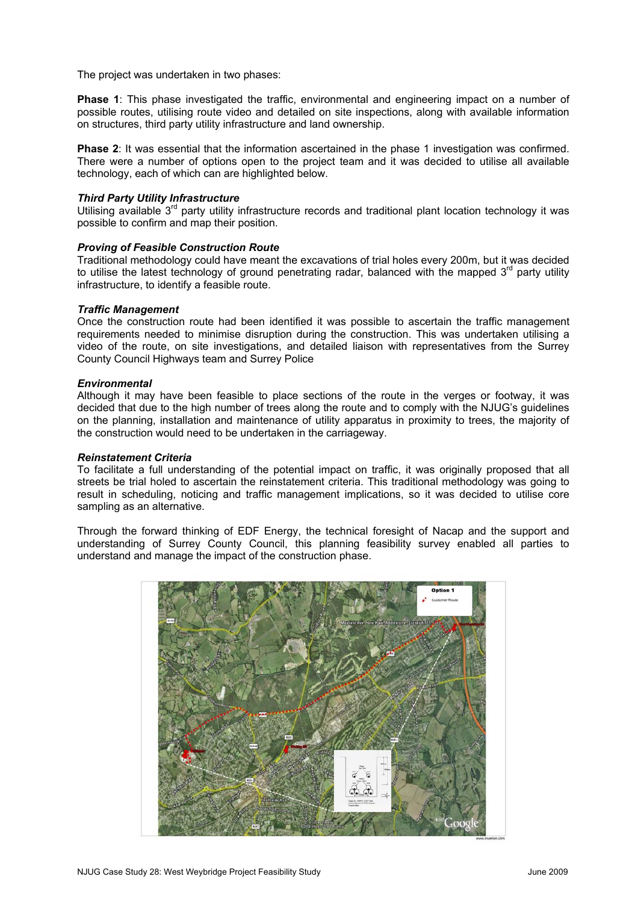The project was undertaken in two phases:

**Phase 1**: This phase investigated the traffic, environmental and engineering impact on a number of possible routes, utilising route video and detailed on site inspections, along with available information on structures, third party utility infrastructure and land ownership.

**Phase 2**: It was essential that the information ascertained in the phase 1 investigation was confirmed. There were a number of options open to the project team and it was decided to utilise all available technology, each of which can are highlighted below.

***Third Party Utility Infrastructure***

Utilising available 3rd party utility infrastructure records and traditional plant location technology it was possible to confirm and map their position.

***Proving of Feasible Construction Route***

Traditional methodology could have meant the excavations of trial holes every 200m, but it was decided to utilise the latest technology of ground penetrating radar, balanced with the mapped 3rd party utility infrastructure, to identify a feasible route.

***Traffic Management***

Once the construction route had been identified it was possible to ascertain the traffic management requirements needed to minimise disruption during the construction. This was undertaken utilising a video of the route, on site investigations, and detailed liaison with representatives from the Surrey County Council Highways team and Surrey Police

***Environmental***

Although it may have been feasible to place sections of the route in the verges or footway, it was decided that due to the high number of trees along the route and to comply with the NJUG's guidelines on the planning, installation and maintenance of utility apparatus in proximity to trees, the majority of the construction would need to be undertaken in the carriageway.

***Reinstatement Criteria***

To facilitate a full understanding of the potential impact on traffic, it was originally proposed that all streets be trial holed to ascertain the reinstatement criteria. This traditional methodology was going to result in scheduling, noticing and traffic management implications, so it was decided to utilise core sampling as an alternative.

Through the forward thinking of EDF Energy, the technical foresight of Nacap and the support and understanding of Surrey County Council, this planning feasibility survey enabled all parties to understand and manage the impact of the construction phase.

Option 1

Customer Route

Google